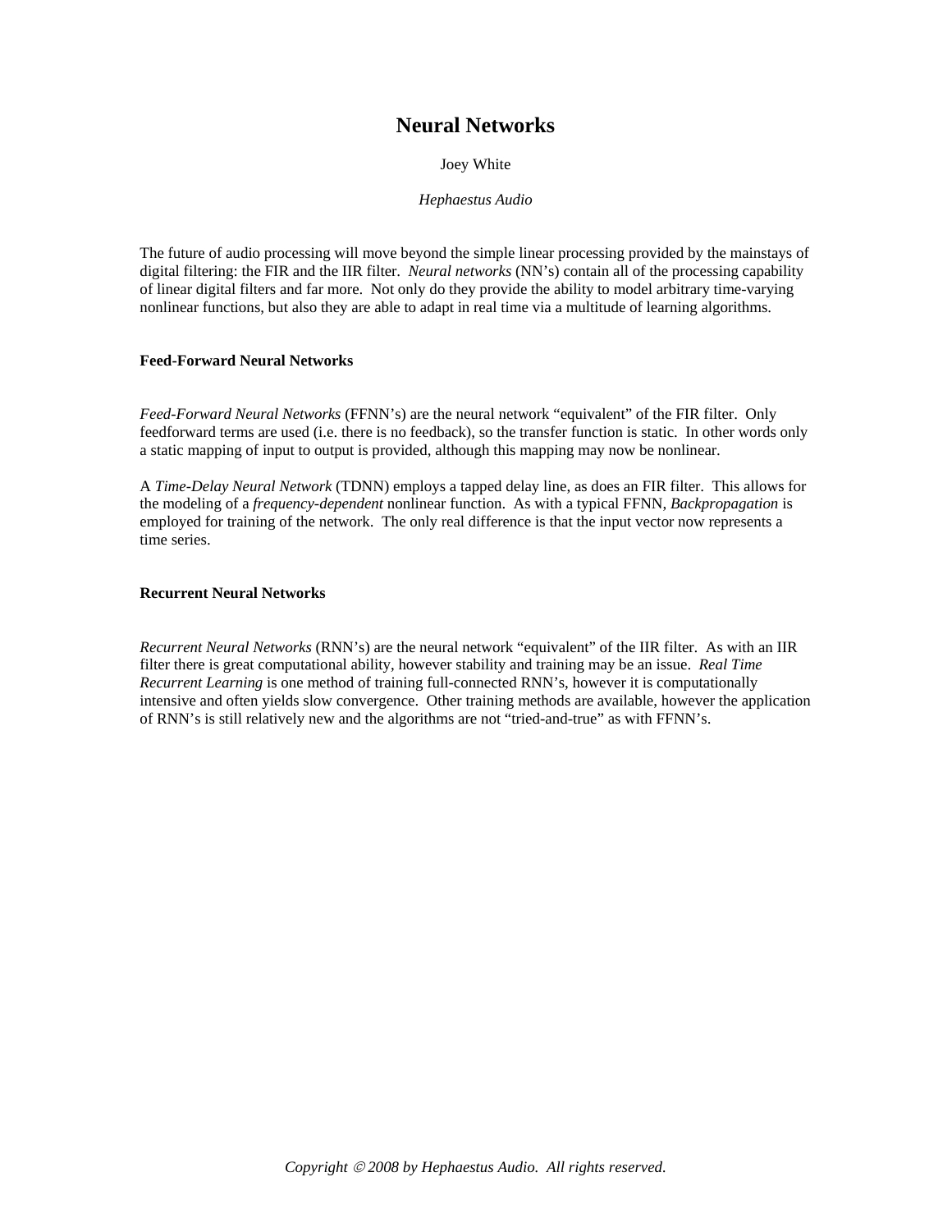# Neural Networks

Joey White

*Hephaestus Audio*

The future of audio processing will move beyond the simple linear processing provided by the mainstays of digital filtering: the FIR and the IIR filter. *Neural networks* (NN's) contain all of the processing capability of linear digital filters and far more. Not only do they provide the ability to model arbitrary time-varying nonlinear functions, but also they are able to adapt in real time via a multitude of learning algorithms.

## Feed-Forward Neural Networks

*Feed-Forward Neural Networks* (FFNN's) are the neural network "equivalent" of the FIR filter. Only feedforward terms are used (i.e. there is no feedback), so the transfer function is static. In other words only a static mapping of input to output is provided, although this mapping may now be nonlinear.

A *Time-Delay Neural Network* (TDNN) employs a tapped delay line, as does an FIR filter. This allows for the modeling of a *frequency-dependent* nonlinear function. As with a typical FFNN, *Backpropagation* is employed for training of the network. The only real difference is that the input vector now represents a time series.

## Recurrent Neural Networks

*Recurrent Neural Networks* (RNN's) are the neural network "equivalent" of the IIR filter. As with an IIR filter there is great computational ability, however stability and training may be an issue. *Real Time Recurrent Learning* is one method of training full-connected RNN's, however it is computationally intensive and often yields slow convergence. Other training methods are available, however the application of RNN's is still relatively new and the algorithms are not "tried-and-true" as with FFNN's.

*Copyright © 2008 by Hephaestus Audio. All rights reserved.*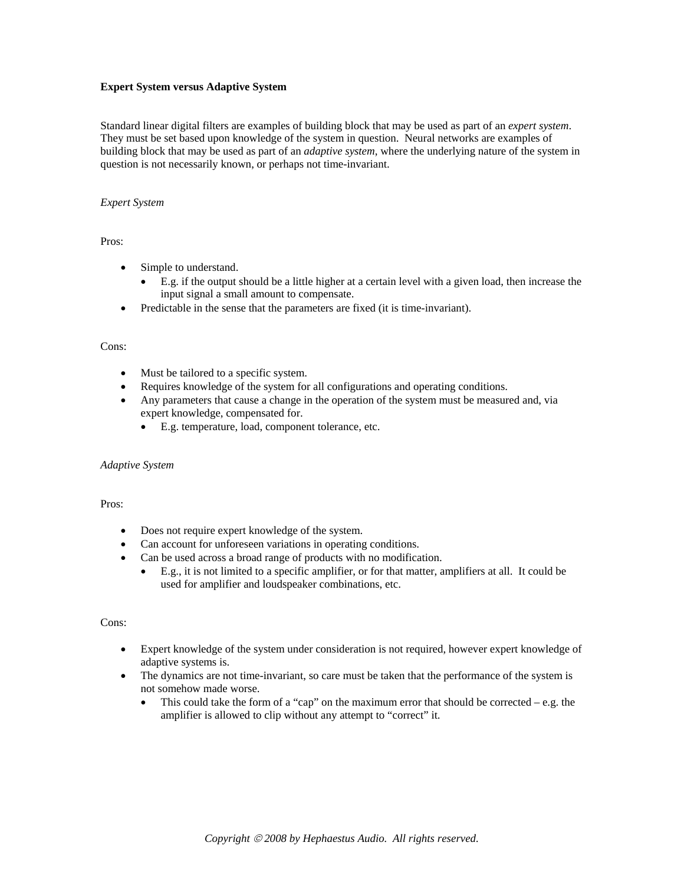**Expert System versus Adaptive System**

Standard linear digital filters are examples of building block that may be used as part of an *expert system*. They must be set based upon knowledge of the system in question. Neural networks are examples of building block that may be used as part of an *adaptive system*, where the underlying nature of the system in question is not necessarily known, or perhaps not time-invariant.

*Expert System*

Pros:

- Simple to understand.
  - E.g. if the output should be a little higher at a certain level with a given load, then increase the input signal a small amount to compensate.
- Predictable in the sense that the parameters are fixed (it is time-invariant).

Cons:

- Must be tailored to a specific system.
- Requires knowledge of the system for all configurations and operating conditions.
- Any parameters that cause a change in the operation of the system must be measured and, via expert knowledge, compensated for.
  - E.g. temperature, load, component tolerance, etc.

*Adaptive System*

Pros:

- Does not require expert knowledge of the system.
- Can account for unforeseen variations in operating conditions.
- Can be used across a broad range of products with no modification.
  - E.g., it is not limited to a specific amplifier, or for that matter, amplifiers at all. It could be used for amplifier and loudspeaker combinations, etc.

Cons:

- Expert knowledge of the system under consideration is not required, however expert knowledge of adaptive systems is.
- The dynamics are not time-invariant, so care must be taken that the performance of the system is not somehow made worse.
  - This could take the form of a "cap" on the maximum error that should be corrected – e.g. the amplifier is allowed to clip without any attempt to "correct" it.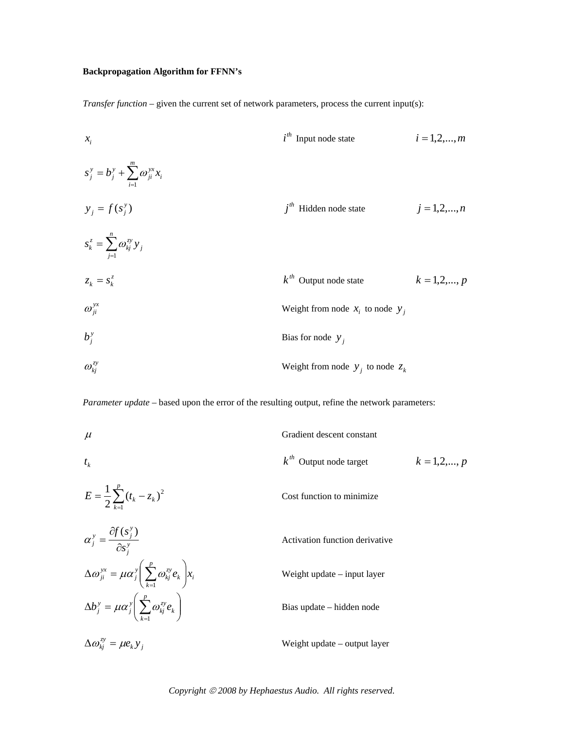**Backpropagation Algorithm for FFNN's**

*Transfer function* – given the current set of network parameters, process the current input(s):

| | | |
|---|---|---|
| $x_i$ | $i^{th}$ Input node state | $i = 1,2,...,m$ |
| $s_j^y = b_j^y + \sum_{i=1}^{m} \omega_{ji}^{yx} x_i$ | | |
| $y_j = f(s_j^y)$ | $j^{th}$ Hidden node state | $j = 1,2,...,n$ |
| $s_k^z = \sum_{j=1}^{n} \omega_{kj}^{zy} y_j$ | | |
| $z_k = s_k^z$ | $k^{th}$ Output node state | $k = 1,2,..., p$ |
| $\omega_{ji}^{yx}$ | Weight from node $x_i$ to node $y_j$ | |
| $b_j^y$ | Bias for node $y_j$ | |
| $\omega_{kj}^{zy}$ | Weight from node $y_j$ to node $z_k$ | |

*Parameter update* – based upon the error of the resulting output, refine the network parameters:

| | | |
|---|---|---|
| $\mu$ | Gradient descent constant | |
| $t_k$ | $k^{th}$ Output node target | $k = 1,2,..., p$ |
| $E = \frac{1}{2}\sum_{k=1}^{p}(t_k - z_k)^2$ | Cost function to minimize | |
| $\alpha_j^y = \frac{\partial f(s_j^y)}{\partial s_j^y}$ | Activation function derivative | |
| $\Delta\omega_{ji}^{yx} = \mu\alpha_j^y \left( \sum_{k=1}^{p} \omega_{kj}^{zy} e_k \right) x_i$ | Weight update – input layer | |
| $\Delta b_j^y = \mu\alpha_j^y \left( \sum_{k=1}^{p} \omega_{kj}^{zy} e_k \right)$ | Bias update – hidden node | |
| $\Delta\omega_{kj}^{zy} = \mu e_k y_j$ | Weight update – output layer | |

*Copyright © 2008 by Hephaestus Audio. All rights reserved.*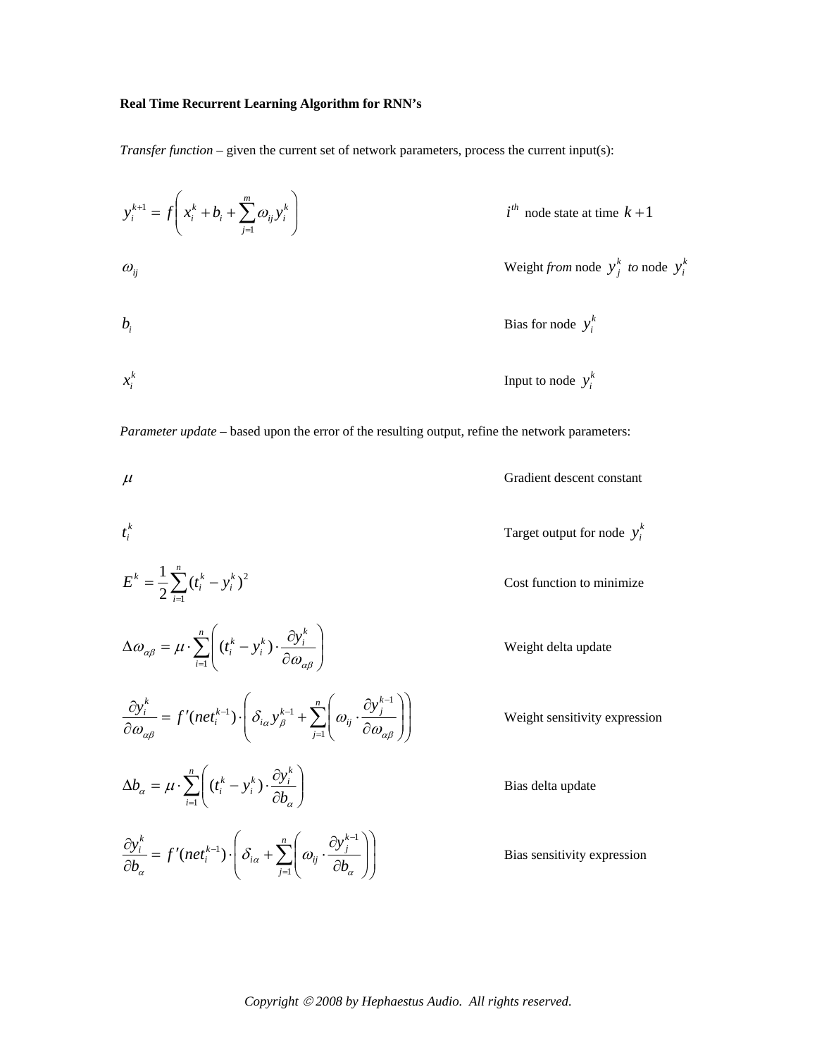**Real Time Recurrent Learning Algorithm for RNN's**

*Transfer function* – given the current set of network parameters, process the current input(s):

$$y_i^{k+1} = f\left( x_i^k + b_i + \sum_{j=1}^{m} \omega_{ij} y_i^k \right)$$

$i^{th}$ node state at time $k+1$

$\omega_{ij}$ — Weight *from* node $y_j^k$ *to* node $y_i^k$

$b_i$ — Bias for node $y_i^k$

$x_i^k$ — Input to node $y_i^k$

*Parameter update* – based upon the error of the resulting output, refine the network parameters:

$\mu$ — Gradient descent constant

$t_i^k$ — Target output for node $y_i^k$

$$E^k = \frac{1}{2} \sum_{i=1}^{n} (t_i^k - y_i^k)^2$$

Cost function to minimize

$$\Delta \omega_{\alpha\beta} = \mu \cdot \sum_{i=1}^{n} \left( (t_i^k - y_i^k) \cdot \frac{\partial y_i^k}{\partial \omega_{\alpha\beta}} \right)$$

Weight delta update

$$\frac{\partial y_i^k}{\partial \omega_{\alpha\beta}} = f'(net_i^{k-1}) \cdot \left( \delta_{i\alpha} y_\beta^{k-1} + \sum_{j=1}^{n} \left( \omega_{ij} \cdot \frac{\partial y_j^{k-1}}{\partial \omega_{\alpha\beta}} \right) \right)$$

Weight sensitivity expression

$$\Delta b_\alpha = \mu \cdot \sum_{i=1}^{n} \left( (t_i^k - y_i^k) \cdot \frac{\partial y_i^k}{\partial b_\alpha} \right)$$

Bias delta update

$$\frac{\partial y_i^k}{\partial b_\alpha} = f'(net_i^{k-1}) \cdot \left( \delta_{i\alpha} + \sum_{j=1}^{n} \left( \omega_{ij} \cdot \frac{\partial y_j^{k-1}}{\partial b_\alpha} \right) \right)$$

Bias sensitivity expression

*Copyright © 2008 by Hephaestus Audio. All rights reserved.*